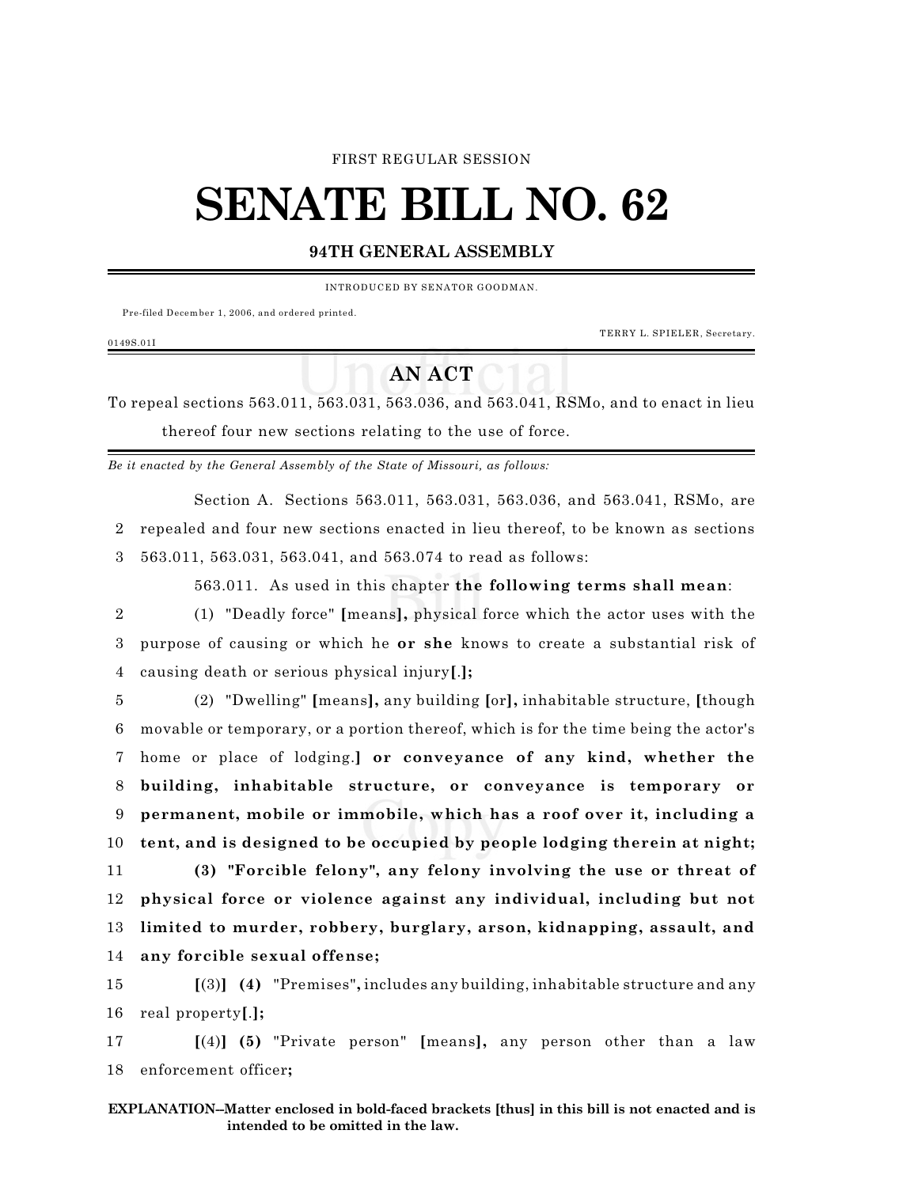FIRST REGULAR SESSION

# SENATE BILL NO. 62

## 94TH GENERAL ASSEMBLY

INTRODUCED BY SENATOR GOODMAN.

Pre-filed December 1, 2006, and ordered printed.

TERRY L. SPIELER, Secretary.

0149S.01I

## AN ACT

To repeal sections 563.011, 563.031, 563.036, and 563.041, RSMo, and to enact in lieu thereof four new sections relating to the use of force.

*Be it enacted by the General Assembly of the State of Missouri, as follows:*

Section A. Sections 563.011, 563.031, 563.036, and 563.041, RSMo, are
2 repealed and four new sections enacted in lieu thereof, to be known as sections
3 563.011, 563.031, 563.041, and 563.074 to read as follows:

563.011. As used in this chapter **the following terms shall mean**:
2 (1) "Deadly force" **[**means**],** physical force which the actor uses with the
3 purpose of causing or which he **or she** knows to create a substantial risk of
4 causing death or serious physical injury**[**.**];**
5 (2) "Dwelling" **[**means**],** any building **[**or**],** inhabitable structure, **[**though
6 movable or temporary, or a portion thereof, which is for the time being the actor's
7 home or place of lodging.**] or conveyance of any kind, whether the**
8 **building, inhabitable structure, or conveyance is temporary or**
9 **permanent, mobile or immobile, which has a roof over it, including a**
10 **tent, and is designed to be occupied by people lodging therein at night;**
11 **(3) "Forcible felony", any felony involving the use or threat of**
12 **physical force or violence against any individual, including but not**
13 **limited to murder, robbery, burglary, arson, kidnapping, assault, and**
14 **any forcible sexual offense;**
15 **[**(3)**] (4)** "Premises"**,** includes any building, inhabitable structure and any
16 real property**[**.**];**
17 **[**(4)**] (5)** "Private person" **[**means**],** any person other than a law
18 enforcement officer**;**

**EXPLANATION--Matter enclosed in bold-faced brackets [thus] in this bill is not enacted and is intended to be omitted in the law.**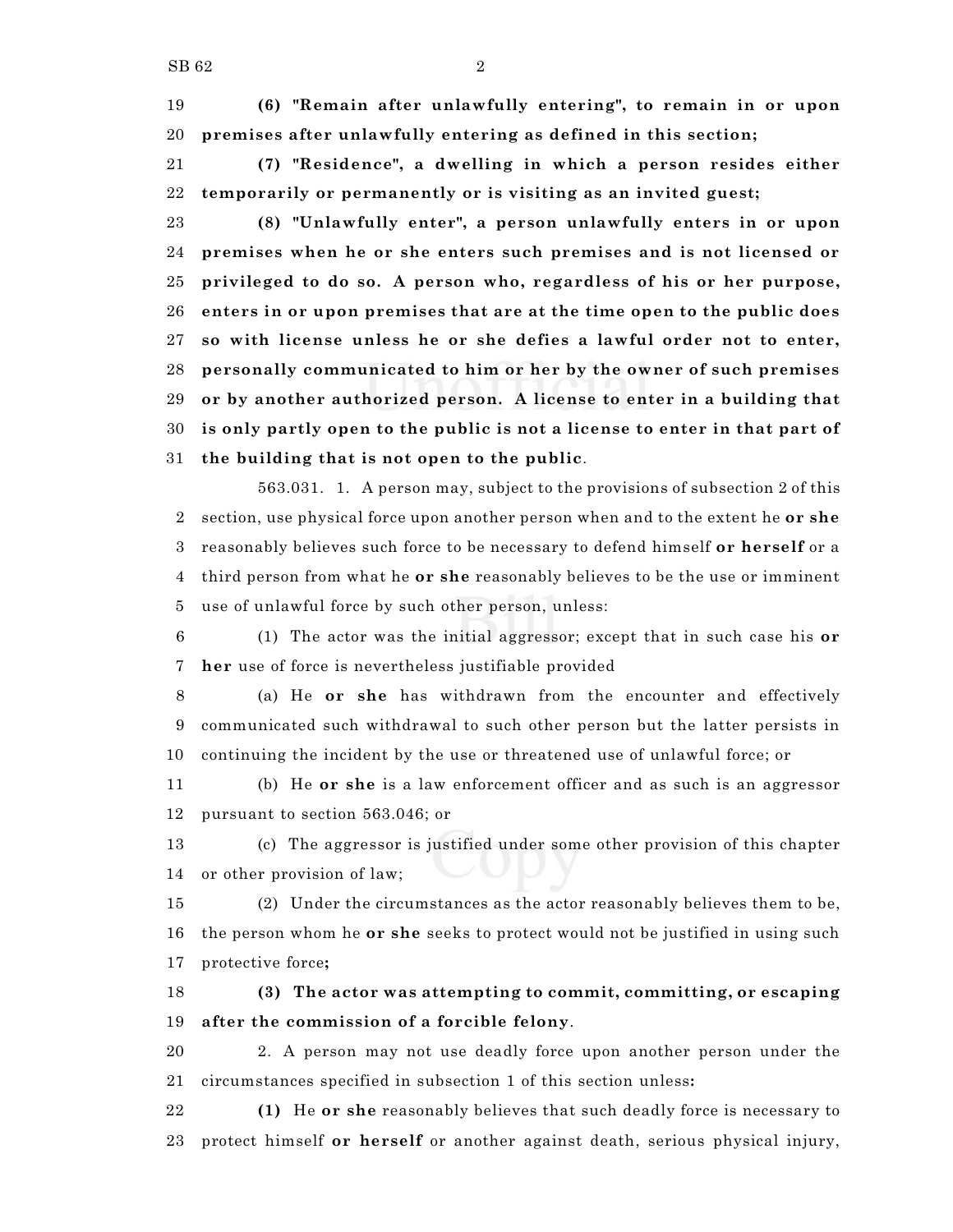**(6) "Remain after unlawfully entering", to remain in or upon premises after unlawfully entering as defined in this section;**

**(7) "Residence", a dwelling in which a person resides either temporarily or permanently or is visiting as an invited guest;**

**(8) "Unlawfully enter", a person unlawfully enters in or upon premises when he or she enters such premises and is not licensed or privileged to do so. A person who, regardless of his or her purpose, enters in or upon premises that are at the time open to the public does so with license unless he or she defies a lawful order not to enter, personally communicated to him or her by the owner of such premises or by another authorized person. A license to enter in a building that is only partly open to the public is not a license to enter in that part of the building that is not open to the public**.

563.031. 1. A person may, subject to the provisions of subsection 2 of this section, use physical force upon another person when and to the extent he **or she** reasonably believes such force to be necessary to defend himself **or herself** or a third person from what he **or she** reasonably believes to be the use or imminent use of unlawful force by such other person, unless:

(1) The actor was the initial aggressor; except that in such case his **or her** use of force is nevertheless justifiable provided

(a) He **or she** has withdrawn from the encounter and effectively communicated such withdrawal to such other person but the latter persists in continuing the incident by the use or threatened use of unlawful force; or

(b) He **or she** is a law enforcement officer and as such is an aggressor pursuant to section 563.046; or

(c) The aggressor is justified under some other provision of this chapter or other provision of law;

(2) Under the circumstances as the actor reasonably believes them to be, the person whom he **or she** seeks to protect would not be justified in using such protective force**;**

**(3) The actor was attempting to commit, committing, or escaping after the commission of a forcible felony**.

2. A person may not use deadly force upon another person under the circumstances specified in subsection 1 of this section unless**:**

**(1)** He **or she** reasonably believes that such deadly force is necessary to protect himself **or herself** or another against death, serious physical injury,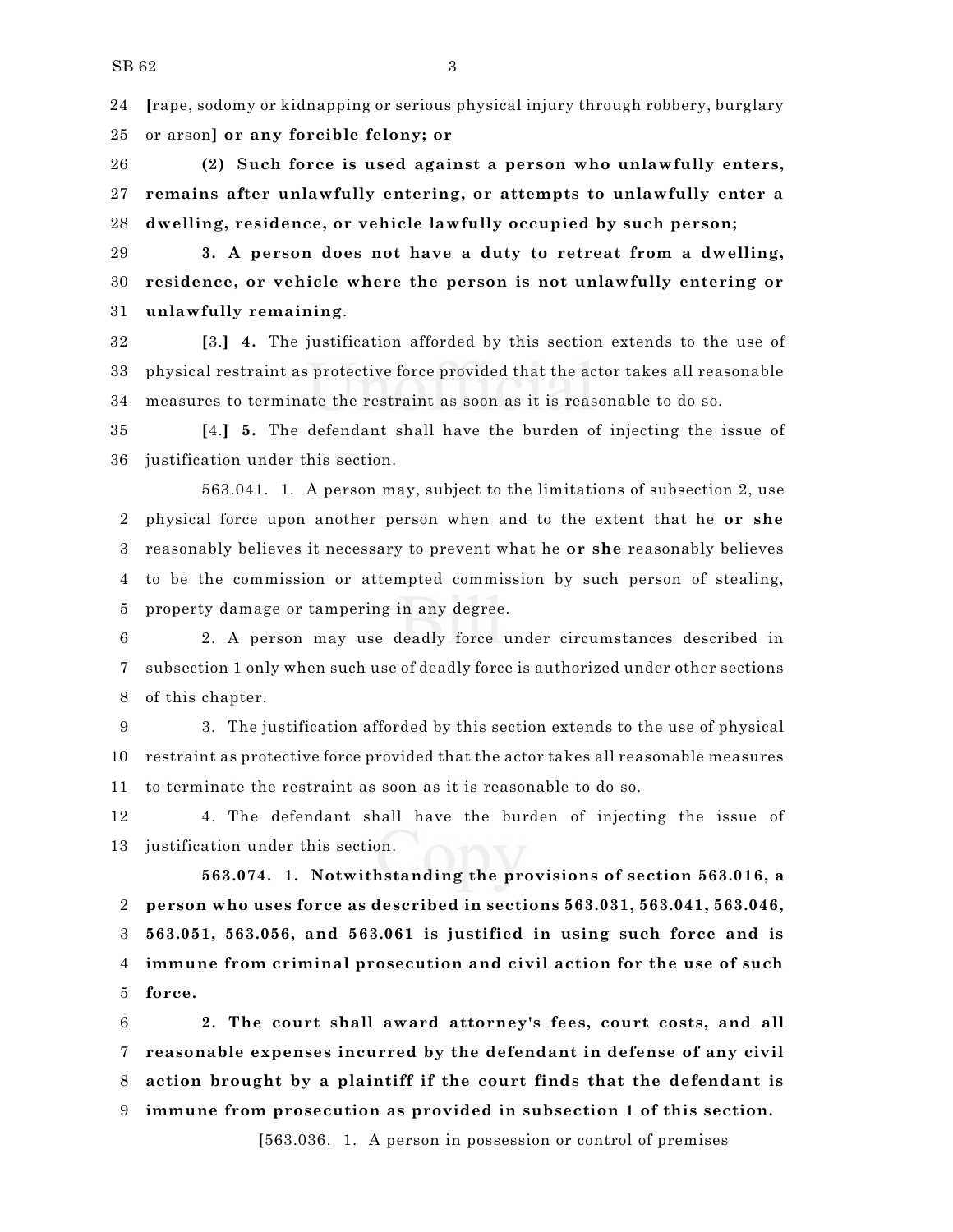[rape, sodomy or kidnapping or serious physical injury through robbery, burglary or arson] **or any forcible felony; or**

**(2) Such force is used against a person who unlawfully enters, remains after unlawfully entering, or attempts to unlawfully enter a dwelling, residence, or vehicle lawfully occupied by such person;**

**3. A person does not have a duty to retreat from a dwelling, residence, or vehicle where the person is not unlawfully entering or unlawfully remaining**.

[3.] **4.** The justification afforded by this section extends to the use of physical restraint as protective force provided that the actor takes all reasonable measures to terminate the restraint as soon as it is reasonable to do so.

[4.] **5.** The defendant shall have the burden of injecting the issue of justification under this section.

563.041. 1. A person may, subject to the limitations of subsection 2, use physical force upon another person when and to the extent that he **or she** reasonably believes it necessary to prevent what he **or she** reasonably believes to be the commission or attempted commission by such person of stealing, property damage or tampering in any degree.

2. A person may use deadly force under circumstances described in subsection 1 only when such use of deadly force is authorized under other sections of this chapter.

3. The justification afforded by this section extends to the use of physical restraint as protective force provided that the actor takes all reasonable measures to terminate the restraint as soon as it is reasonable to do so.

4. The defendant shall have the burden of injecting the issue of justification under this section.

**563.074. 1. Notwithstanding the provisions of section 563.016, a person who uses force as described in sections 563.031, 563.041, 563.046, 563.051, 563.056, and 563.061 is justified in using such force and is immune from criminal prosecution and civil action for the use of such force.**

**2. The court shall award attorney's fees, court costs, and all reasonable expenses incurred by the defendant in defense of any civil action brought by a plaintiff if the court finds that the defendant is immune from prosecution as provided in subsection 1 of this section.**

[563.036. 1. A person in possession or control of premises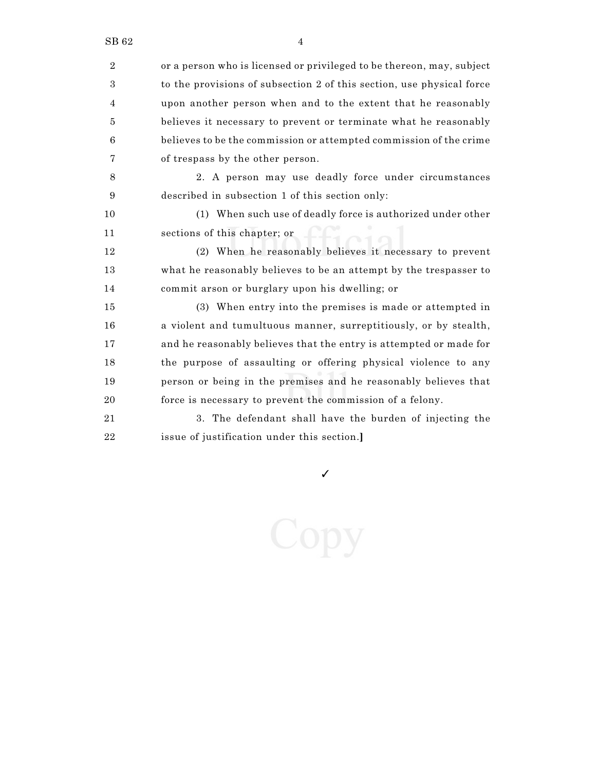or a person who is licensed or privileged to be thereon, may, subject to the provisions of subsection 2 of this section, use physical force upon another person when and to the extent that he reasonably believes it necessary to prevent or terminate what he reasonably believes to be the commission or attempted commission of the crime of trespass by the other person.

2. A person may use deadly force under circumstances described in subsection 1 of this section only:

(1) When such use of deadly force is authorized under other sections of this chapter; or

(2) When he reasonably believes it necessary to prevent what he reasonably believes to be an attempt by the trespasser to commit arson or burglary upon his dwelling; or

(3) When entry into the premises is made or attempted in a violent and tumultuous manner, surreptitiously, or by stealth, and he reasonably believes that the entry is attempted or made for the purpose of assaulting or offering physical violence to any person or being in the premises and he reasonably believes that force is necessary to prevent the commission of a felony.

3. The defendant shall have the burden of injecting the issue of justification under this section.]

✓